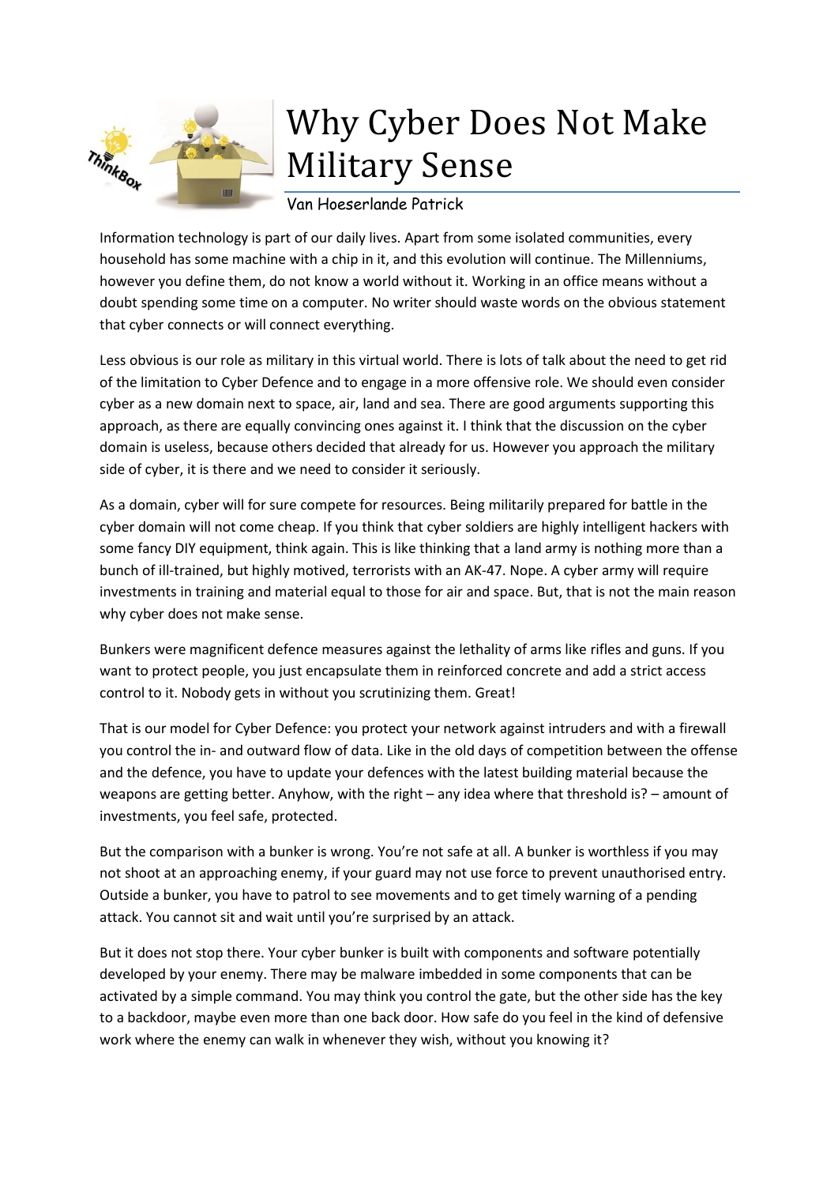# Why Cyber Does Not Make Military Sense

Van Hoeserlande Patrick

Information technology is part of our daily lives. Apart from some isolated communities, every household has some machine with a chip in it, and this evolution will continue. The Millenniums, however you define them, do not know a world without it. Working in an office means without a doubt spending some time on a computer. No writer should waste words on the obvious statement that cyber connects or will connect everything.

Less obvious is our role as military in this virtual world. There is lots of talk about the need to get rid of the limitation to Cyber Defence and to engage in a more offensive role. We should even consider cyber as a new domain next to space, air, land and sea. There are good arguments supporting this approach, as there are equally convincing ones against it. I think that the discussion on the cyber domain is useless, because others decided that already for us. However you approach the military side of cyber, it is there and we need to consider it seriously.

As a domain, cyber will for sure compete for resources. Being militarily prepared for battle in the cyber domain will not come cheap. If you think that cyber soldiers are highly intelligent hackers with some fancy DIY equipment, think again. This is like thinking that a land army is nothing more than a bunch of ill-trained, but highly motived, terrorists with an AK-47. Nope. A cyber army will require investments in training and material equal to those for air and space. But, that is not the main reason why cyber does not make sense.

Bunkers were magnificent defence measures against the lethality of arms like rifles and guns. If you want to protect people, you just encapsulate them in reinforced concrete and add a strict access control to it. Nobody gets in without you scrutinizing them. Great!

That is our model for Cyber Defence: you protect your network against intruders and with a firewall you control the in- and outward flow of data. Like in the old days of competition between the offense and the defence, you have to update your defences with the latest building material because the weapons are getting better. Anyhow, with the right – any idea where that threshold is? – amount of investments, you feel safe, protected.

But the comparison with a bunker is wrong. You're not safe at all. A bunker is worthless if you may not shoot at an approaching enemy, if your guard may not use force to prevent unauthorised entry. Outside a bunker, you have to patrol to see movements and to get timely warning of a pending attack. You cannot sit and wait until you're surprised by an attack.

But it does not stop there. Your cyber bunker is built with components and software potentially developed by your enemy. There may be malware imbedded in some components that can be activated by a simple command. You may think you control the gate, but the other side has the key to a backdoor, maybe even more than one back door. How safe do you feel in the kind of defensive work where the enemy can walk in whenever they wish, without you knowing it?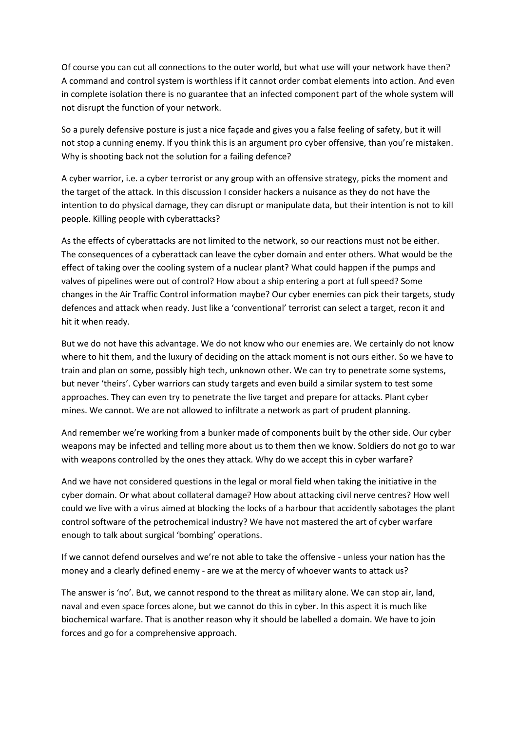Of course you can cut all connections to the outer world, but what use will your network have then? A command and control system is worthless if it cannot order combat elements into action. And even in complete isolation there is no guarantee that an infected component part of the whole system will not disrupt the function of your network.

So a purely defensive posture is just a nice façade and gives you a false feeling of safety, but it will not stop a cunning enemy. If you think this is an argument pro cyber offensive, than you're mistaken. Why is shooting back not the solution for a failing defence?

A cyber warrior, i.e. a cyber terrorist or any group with an offensive strategy, picks the moment and the target of the attack. In this discussion I consider hackers a nuisance as they do not have the intention to do physical damage, they can disrupt or manipulate data, but their intention is not to kill people. Killing people with cyberattacks?

As the effects of cyberattacks are not limited to the network, so our reactions must not be either. The consequences of a cyberattack can leave the cyber domain and enter others. What would be the effect of taking over the cooling system of a nuclear plant? What could happen if the pumps and valves of pipelines were out of control? How about a ship entering a port at full speed? Some changes in the Air Traffic Control information maybe? Our cyber enemies can pick their targets, study defences and attack when ready. Just like a 'conventional' terrorist can select a target, recon it and hit it when ready.

But we do not have this advantage. We do not know who our enemies are. We certainly do not know where to hit them, and the luxury of deciding on the attack moment is not ours either. So we have to train and plan on some, possibly high tech, unknown other. We can try to penetrate some systems, but never 'theirs'. Cyber warriors can study targets and even build a similar system to test some approaches. They can even try to penetrate the live target and prepare for attacks. Plant cyber mines. We cannot. We are not allowed to infiltrate a network as part of prudent planning.

And remember we're working from a bunker made of components built by the other side. Our cyber weapons may be infected and telling more about us to them then we know. Soldiers do not go to war with weapons controlled by the ones they attack. Why do we accept this in cyber warfare?

And we have not considered questions in the legal or moral field when taking the initiative in the cyber domain. Or what about collateral damage? How about attacking civil nerve centres? How well could we live with a virus aimed at blocking the locks of a harbour that accidently sabotages the plant control software of the petrochemical industry? We have not mastered the art of cyber warfare enough to talk about surgical 'bombing' operations.

If we cannot defend ourselves and we're not able to take the offensive - unless your nation has the money and a clearly defined enemy - are we at the mercy of whoever wants to attack us?

The answer is 'no'. But, we cannot respond to the threat as military alone. We can stop air, land, naval and even space forces alone, but we cannot do this in cyber. In this aspect it is much like biochemical warfare. That is another reason why it should be labelled a domain. We have to join forces and go for a comprehensive approach.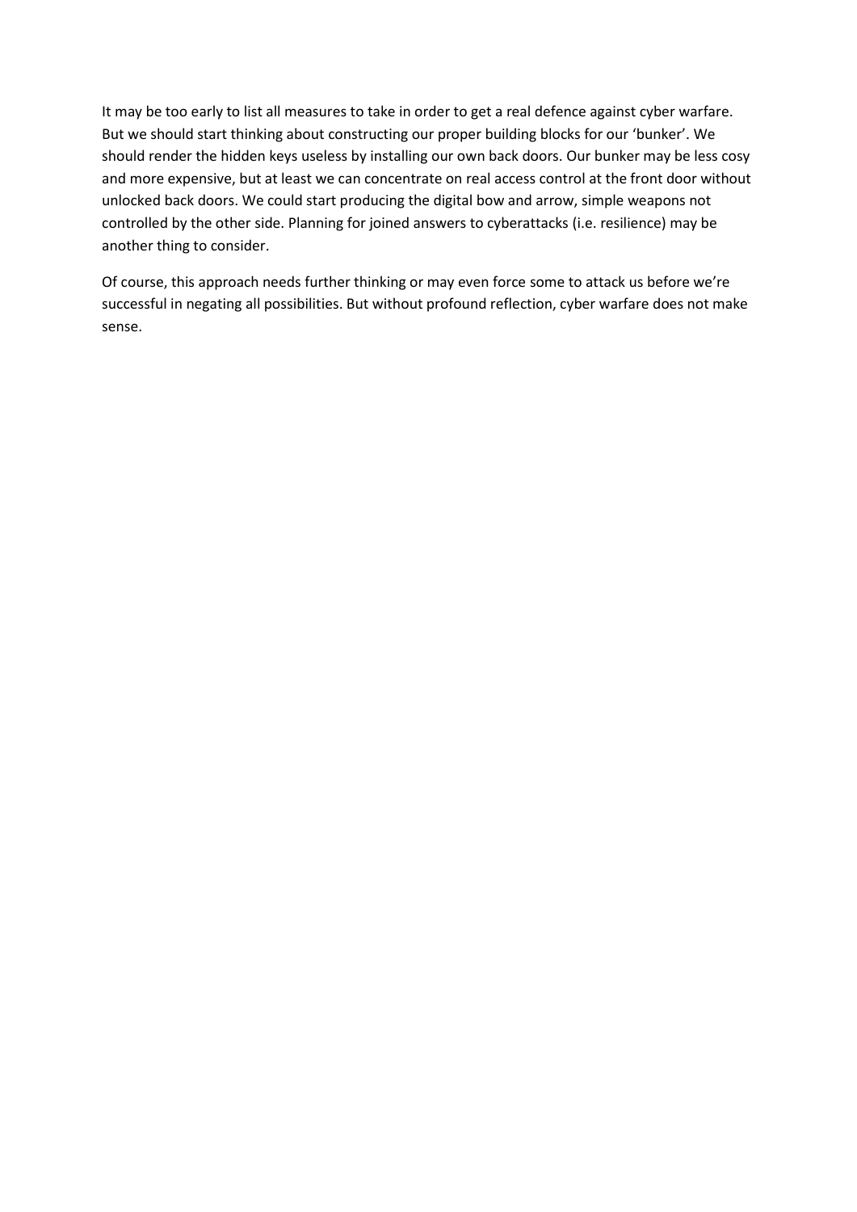It may be too early to list all measures to take in order to get a real defence against cyber warfare. But we should start thinking about constructing our proper building blocks for our 'bunker'. We should render the hidden keys useless by installing our own back doors. Our bunker may be less cosy and more expensive, but at least we can concentrate on real access control at the front door without unlocked back doors. We could start producing the digital bow and arrow, simple weapons not controlled by the other side. Planning for joined answers to cyberattacks (i.e. resilience) may be another thing to consider.

Of course, this approach needs further thinking or may even force some to attack us before we're successful in negating all possibilities. But without profound reflection, cyber warfare does not make sense.